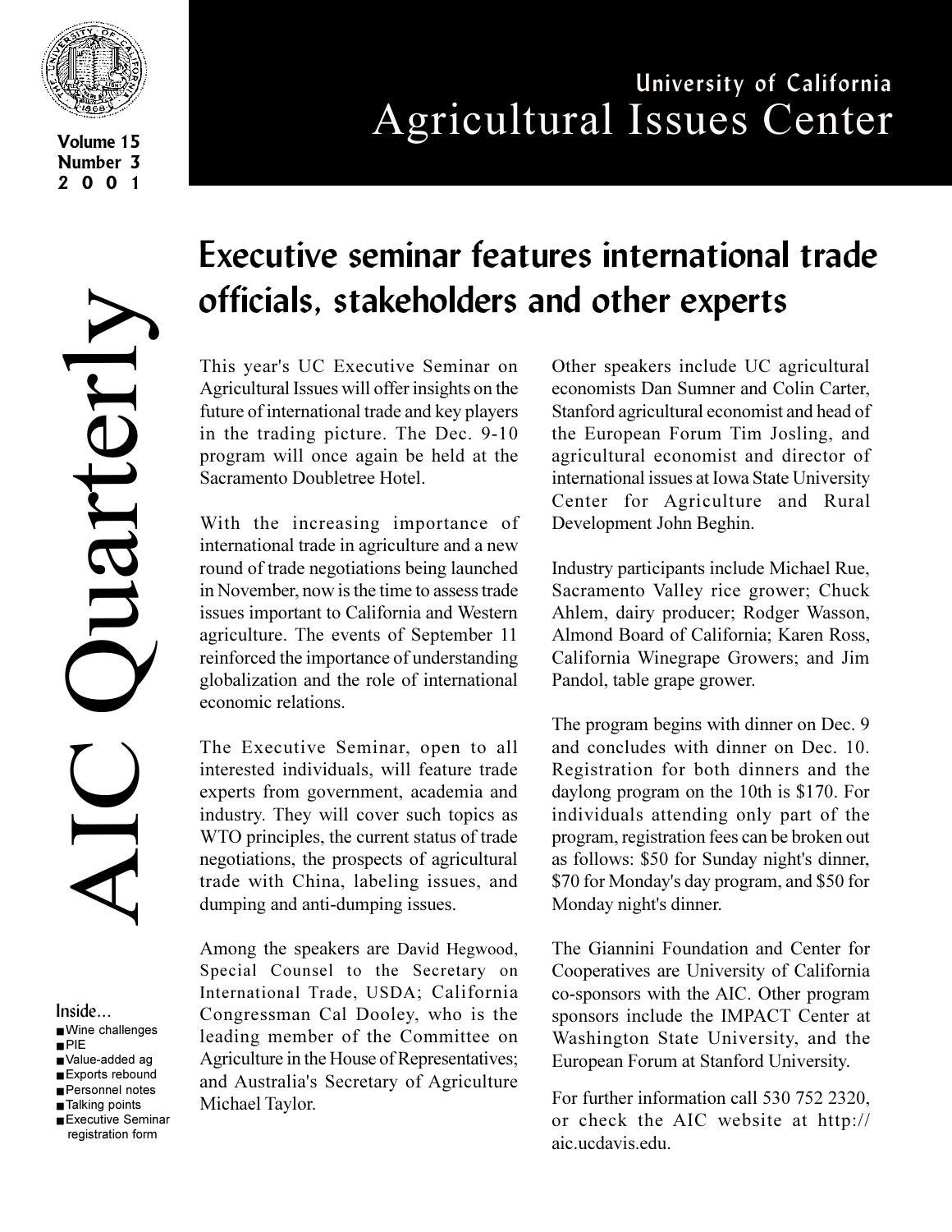University of California

# Agricultural Issues Center

# AIC Quarterly

Volume 15
Number 3
2001

## Executive seminar features international trade officials, stakeholders and other experts

This year's UC Executive Seminar on Agricultural Issues will offer insights on the future of international trade and key players in the trading picture. The Dec. 9-10 program will once again be held at the Sacramento Doubletree Hotel.

With the increasing importance of international trade in agriculture and a new round of trade negotiations being launched in November, now is the time to assess trade issues important to California and Western agriculture. The events of September 11 reinforced the importance of understanding globalization and the role of international economic relations.

The Executive Seminar, open to all interested individuals, will feature trade experts from government, academia and industry. They will cover such topics as WTO principles, the current status of trade negotiations, the prospects of agricultural trade with China, labeling issues, and dumping and anti-dumping issues.

Among the speakers are David Hegwood, Special Counsel to the Secretary on International Trade, USDA; California Congressman Cal Dooley, who is the leading member of the Committee on Agriculture in the House of Representatives; and Australia's Secretary of Agriculture Michael Taylor.

Other speakers include UC agricultural economists Dan Sumner and Colin Carter, Stanford agricultural economist and head of the European Forum Tim Josling, and agricultural economist and director of international issues at Iowa State University Center for Agriculture and Rural Development John Beghin.

Industry participants include Michael Rue, Sacramento Valley rice grower; Chuck Ahlem, dairy producer; Rodger Wasson, Almond Board of California; Karen Ross, California Winegrape Growers; and Jim Pandol, table grape grower.

The program begins with dinner on Dec. 9 and concludes with dinner on Dec. 10. Registration for both dinners and the daylong program on the 10th is $170. For individuals attending only part of the program, registration fees can be broken out as follows: $50 for Sunday night's dinner, $70 for Monday's day program, and $50 for Monday night's dinner.

The Giannini Foundation and Center for Cooperatives are University of California co-sponsors with the AIC. Other program sponsors include the IMPACT Center at Washington State University, and the European Forum at Stanford University.

For further information call 530 752 2320, or check the AIC website at http://aic.ucdavis.edu.

Inside...

- Wine challenges
- PIE
- Value-added ag
- Exports rebound
- Personnel notes
- Talking points
- Executive Seminar registration form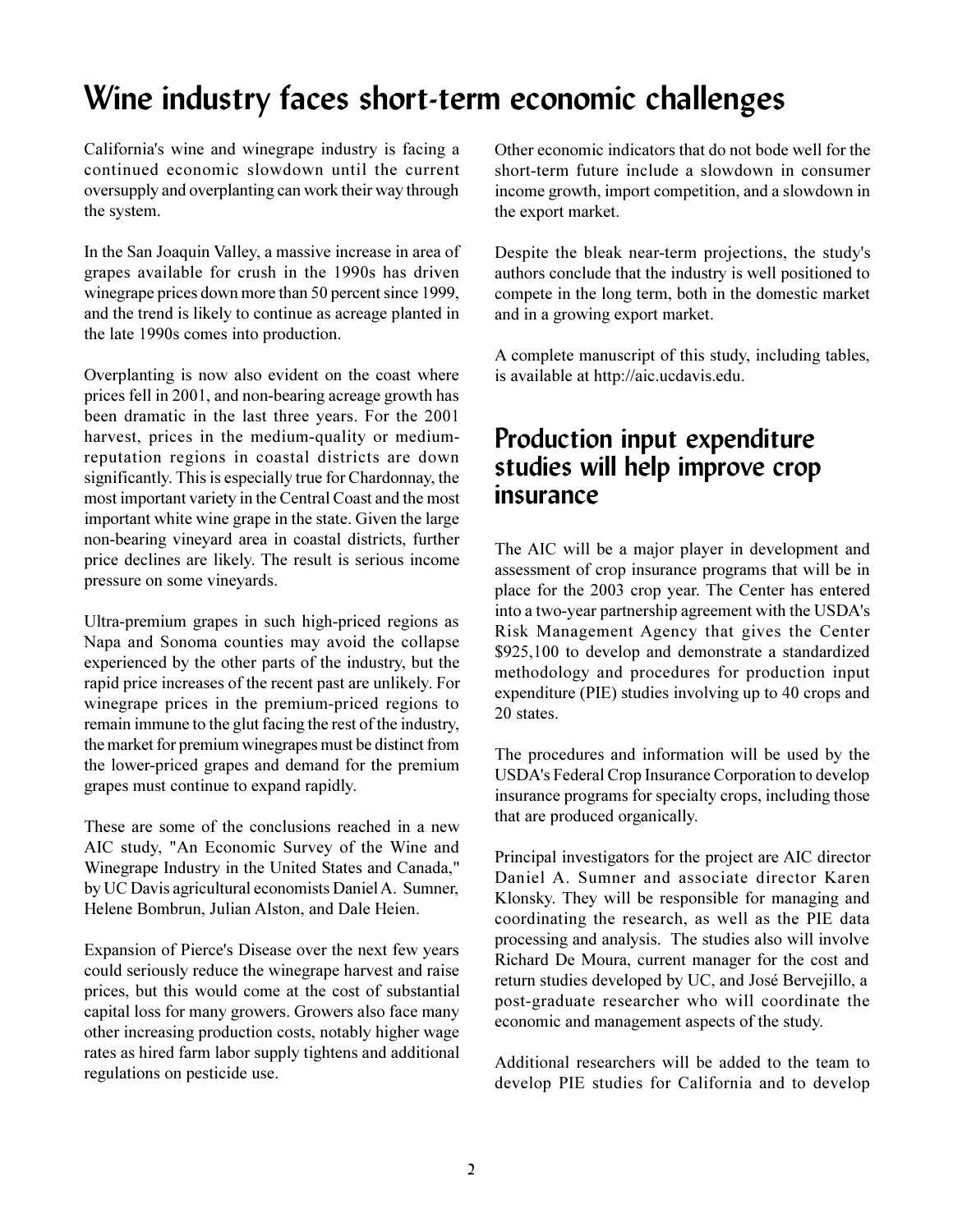# Wine industry faces short-term economic challenges

California's wine and winegrape industry is facing a continued economic slowdown until the current oversupply and overplanting can work their way through the system.

In the San Joaquin Valley, a massive increase in area of grapes available for crush in the 1990s has driven winegrape prices down more than 50 percent since 1999, and the trend is likely to continue as acreage planted in the late 1990s comes into production.

Overplanting is now also evident on the coast where prices fell in 2001, and non-bearing acreage growth has been dramatic in the last three years. For the 2001 harvest, prices in the medium-quality or medium-reputation regions in coastal districts are down significantly. This is especially true for Chardonnay, the most important variety in the Central Coast and the most important white wine grape in the state. Given the large non-bearing vineyard area in coastal districts, further price declines are likely. The result is serious income pressure on some vineyards.

Ultra-premium grapes in such high-priced regions as Napa and Sonoma counties may avoid the collapse experienced by the other parts of the industry, but the rapid price increases of the recent past are unlikely. For winegrape prices in the premium-priced regions to remain immune to the glut facing the rest of the industry, the market for premium winegrapes must be distinct from the lower-priced grapes and demand for the premium grapes must continue to expand rapidly.

These are some of the conclusions reached in a new AIC study, "An Economic Survey of the Wine and Winegrape Industry in the United States and Canada," by UC Davis agricultural economists Daniel A. Sumner, Helene Bombrun, Julian Alston, and Dale Heien.

Expansion of Pierce's Disease over the next few years could seriously reduce the winegrape harvest and raise prices, but this would come at the cost of substantial capital loss for many growers. Growers also face many other increasing production costs, notably higher wage rates as hired farm labor supply tightens and additional regulations on pesticide use.

Other economic indicators that do not bode well for the short-term future include a slowdown in consumer income growth, import competition, and a slowdown in the export market.

Despite the bleak near-term projections, the study's authors conclude that the industry is well positioned to compete in the long term, both in the domestic market and in a growing export market.

A complete manuscript of this study, including tables, is available at http://aic.ucdavis.edu.

# Production input expenditure studies will help improve crop insurance

The AIC will be a major player in development and assessment of crop insurance programs that will be in place for the 2003 crop year. The Center has entered into a two-year partnership agreement with the USDA's Risk Management Agency that gives the Center $925,100 to develop and demonstrate a standardized methodology and procedures for production input expenditure (PIE) studies involving up to 40 crops and 20 states.

The procedures and information will be used by the USDA's Federal Crop Insurance Corporation to develop insurance programs for specialty crops, including those that are produced organically.

Principal investigators for the project are AIC director Daniel A. Sumner and associate director Karen Klonsky. They will be responsible for managing and coordinating the research, as well as the PIE data processing and analysis. The studies also will involve Richard De Moura, current manager for the cost and return studies developed by UC, and José Bervejillo, a post-graduate researcher who will coordinate the economic and management aspects of the study.

Additional researchers will be added to the team to develop PIE studies for California and to develop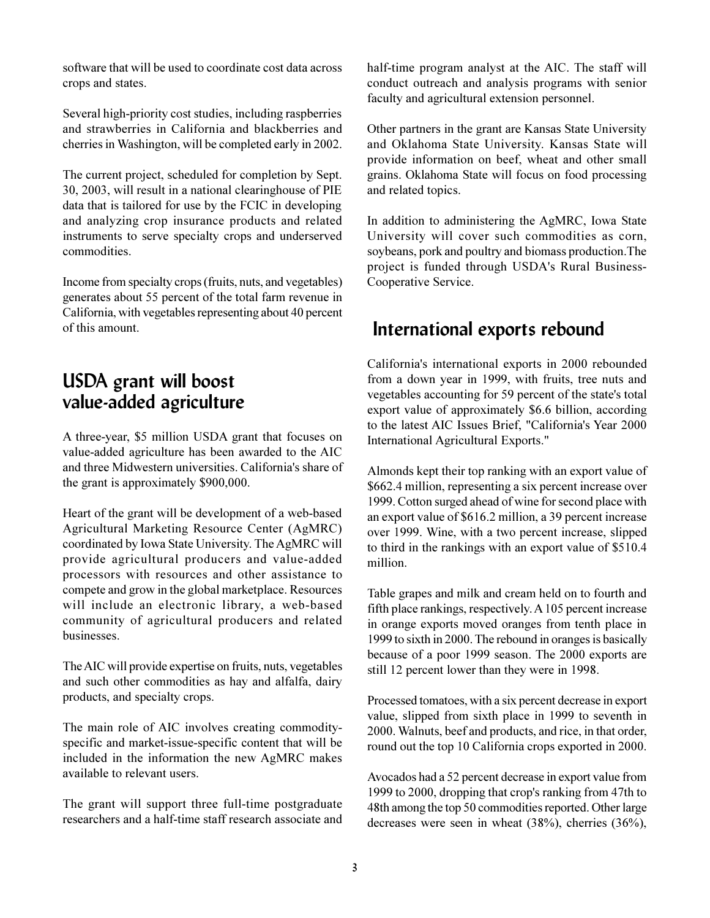software that will be used to coordinate cost data across crops and states.

Several high-priority cost studies, including raspberries and strawberries in California and blackberries and cherries in Washington, will be completed early in 2002.

The current project, scheduled for completion by Sept. 30, 2003, will result in a national clearinghouse of PIE data that is tailored for use by the FCIC in developing and analyzing crop insurance products and related instruments to serve specialty crops and underserved commodities.

Income from specialty crops (fruits, nuts, and vegetables) generates about 55 percent of the total farm revenue in California, with vegetables representing about 40 percent of this amount.

## USDA grant will boost value-added agriculture

A three-year, $5 million USDA grant that focuses on value-added agriculture has been awarded to the AIC and three Midwestern universities. California's share of the grant is approximately $900,000.

Heart of the grant will be development of a web-based Agricultural Marketing Resource Center (AgMRC) coordinated by Iowa State University. The AgMRC will provide agricultural producers and value-added processors with resources and other assistance to compete and grow in the global marketplace. Resources will include an electronic library, a web-based community of agricultural producers and related businesses.

The AIC will provide expertise on fruits, nuts, vegetables and such other commodities as hay and alfalfa, dairy products, and specialty crops.

The main role of AIC involves creating commodity-specific and market-issue-specific content that will be included in the information the new AgMRC makes available to relevant users.

The grant will support three full-time postgraduate researchers and a half-time staff research associate and half-time program analyst at the AIC. The staff will conduct outreach and analysis programs with senior faculty and agricultural extension personnel.

Other partners in the grant are Kansas State University and Oklahoma State University. Kansas State will provide information on beef, wheat and other small grains. Oklahoma State will focus on food processing and related topics.

In addition to administering the AgMRC, Iowa State University will cover such commodities as corn, soybeans, pork and poultry and biomass production.The project is funded through USDA's Rural Business-Cooperative Service.

## International exports rebound

California's international exports in 2000 rebounded from a down year in 1999, with fruits, tree nuts and vegetables accounting for 59 percent of the state's total export value of approximately $6.6 billion, according to the latest AIC Issues Brief, "California's Year 2000 International Agricultural Exports."

Almonds kept their top ranking with an export value of $662.4 million, representing a six percent increase over 1999. Cotton surged ahead of wine for second place with an export value of $616.2 million, a 39 percent increase over 1999. Wine, with a two percent increase, slipped to third in the rankings with an export value of $510.4 million.

Table grapes and milk and cream held on to fourth and fifth place rankings, respectively. A 105 percent increase in orange exports moved oranges from tenth place in 1999 to sixth in 2000. The rebound in oranges is basically because of a poor 1999 season. The 2000 exports are still 12 percent lower than they were in 1998.

Processed tomatoes, with a six percent decrease in export value, slipped from sixth place in 1999 to seventh in 2000. Walnuts, beef and products, and rice, in that order, round out the top 10 California crops exported in 2000.

Avocados had a 52 percent decrease in export value from 1999 to 2000, dropping that crop's ranking from 47th to 48th among the top 50 commodities reported. Other large decreases were seen in wheat (38%), cherries (36%),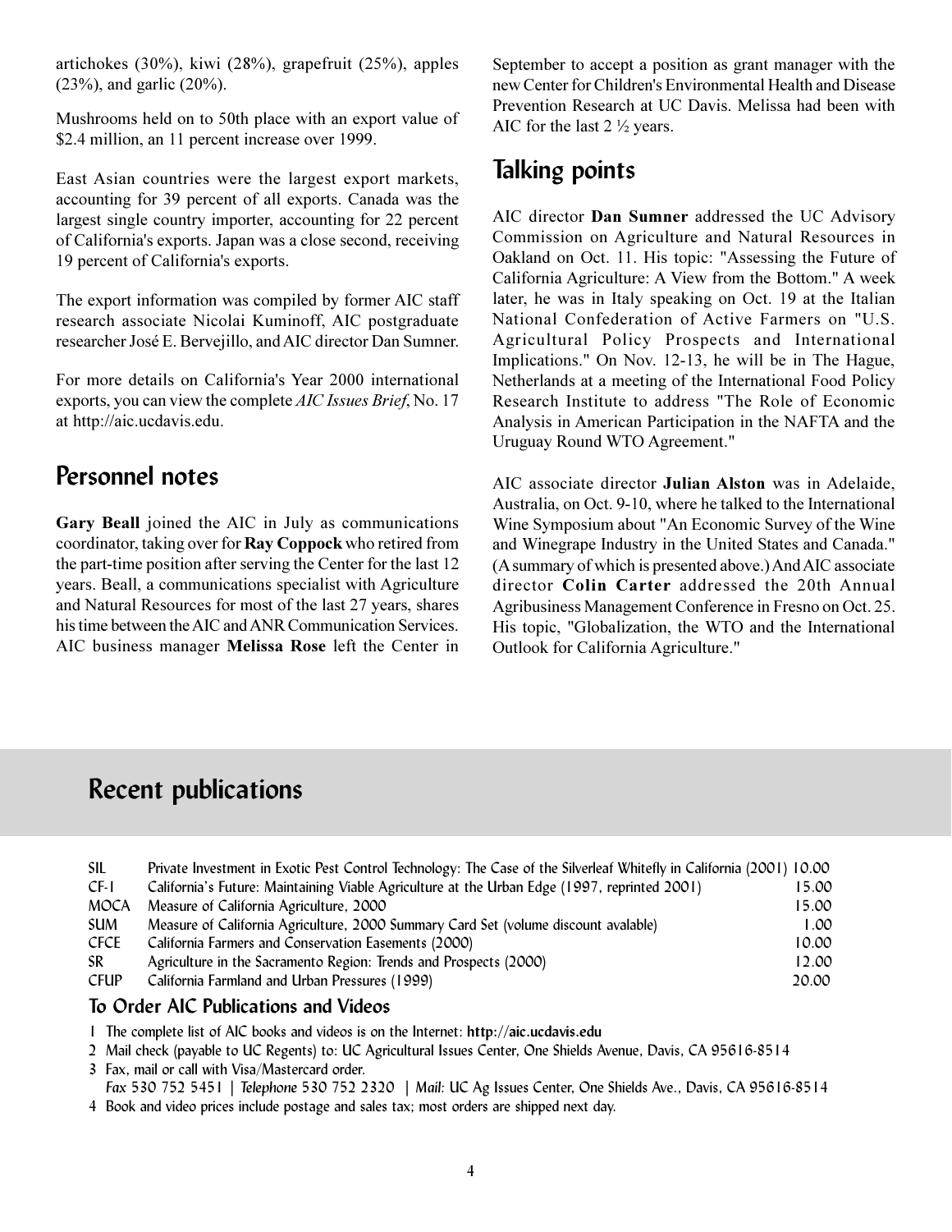artichokes (30%), kiwi (28%), grapefruit (25%), apples (23%), and garlic (20%).

Mushrooms held on to 50th place with an export value of \$2.4 million, an 11 percent increase over 1999.

East Asian countries were the largest export markets, accounting for 39 percent of all exports. Canada was the largest single country importer, accounting for 22 percent of California's exports. Japan was a close second, receiving 19 percent of California's exports.

The export information was compiled by former AIC staff research associate Nicolai Kuminoff, AIC postgraduate researcher José E. Bervejillo, and AIC director Dan Sumner.

For more details on California's Year 2000 international exports, you can view the complete *AIC Issues Brief*, No. 17 at http://aic.ucdavis.edu.

## Personnel notes

**Gary Beall** joined the AIC in July as communications coordinator, taking over for **Ray Coppock** who retired from the part-time position after serving the Center for the last 12 years. Beall, a communications specialist with Agriculture and Natural Resources for most of the last 27 years, shares his time between the AIC and ANR Communication Services. AIC business manager **Melissa Rose** left the Center in September to accept a position as grant manager with the new Center for Children's Environmental Health and Disease Prevention Research at UC Davis. Melissa had been with AIC for the last 2 ½ years.

## Talking points

AIC director **Dan Sumner** addressed the UC Advisory Commission on Agriculture and Natural Resources in Oakland on Oct. 11. His topic: "Assessing the Future of California Agriculture: A View from the Bottom." A week later, he was in Italy speaking on Oct. 19 at the Italian National Confederation of Active Farmers on "U.S. Agricultural Policy Prospects and International Implications." On Nov. 12-13, he will be in The Hague, Netherlands at a meeting of the International Food Policy Research Institute to address "The Role of Economic Analysis in American Participation in the NAFTA and the Uruguay Round WTO Agreement."

AIC associate director **Julian Alston** was in Adelaide, Australia, on Oct. 9-10, where he talked to the International Wine Symposium about "An Economic Survey of the Wine and Winegrape Industry in the United States and Canada." (A summary of which is presented above.) And AIC associate director **Colin Carter** addressed the 20th Annual Agribusiness Management Conference in Fresno on Oct. 25. His topic, "Globalization, the WTO and the International Outlook for California Agriculture."

## Recent publications

| | | |
|---|---|---|
| SIL | Private Investment in Exotic Pest Control Technology: The Case of the Silverleaf Whitefly in California (2001) | 10.00 |
| CF-1 | California's Future: Maintaining Viable Agriculture at the Urban Edge (1997, reprinted 2001) | 15.00 |
| MOCA | Measure of California Agriculture, 2000 | 15.00 |
| SUM | Measure of California Agriculture, 2000 Summary Card Set (volume discount avalable) | 1.00 |
| CFCE | California Farmers and Conservation Easements (2000) | 10.00 |
| SR | Agriculture in the Sacramento Region: Trends and Prospects (2000) | 12.00 |
| CFUP | California Farmland and Urban Pressures (1999) | 20.00 |

### To Order AIC Publications and Videos

1. The complete list of AIC books and videos is on the Internet: **http://aic.ucdavis.edu**
2. Mail check (payable to UC Regents) to: UC Agricultural Issues Center, One Shields Avenue, Davis, CA 95616-8514
3. Fax, mail or call with Visa/Mastercard order.
   *Fax* 530 752 5451 | *Telephone* 530 752 2320 | *Mail:* UC Ag Issues Center, One Shields Ave., Davis, CA 95616-8514
4. Book and video prices include postage and sales tax; most orders are shipped next day.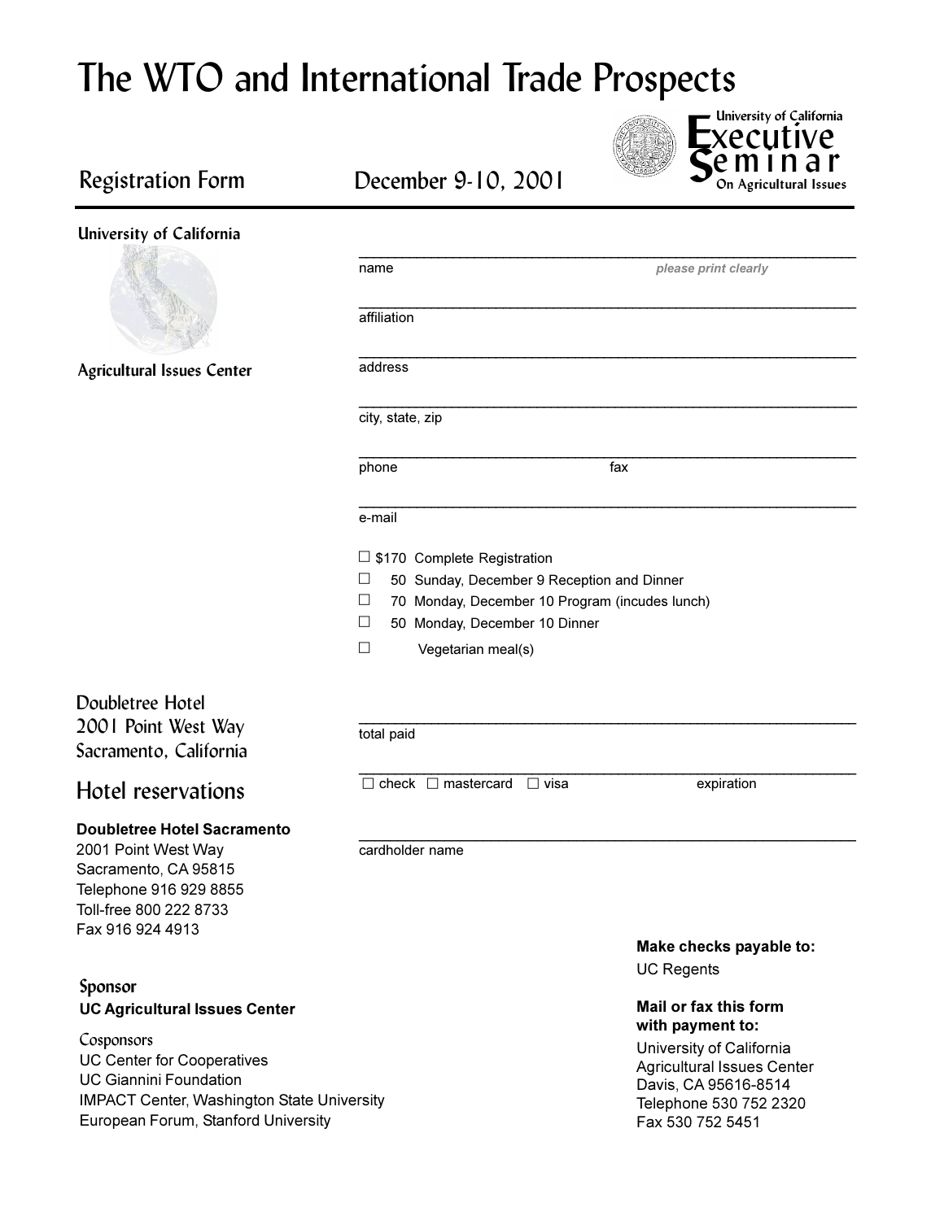# The WTO and International Trade Prospects

University of California Executive Seminar On Agricultural Issues

## Registration Form

December 9-10, 2001

**University of California**

**Agricultural Issues Center**

_______________________________________________
name *please print clearly*

_______________________________________________
affiliation

_______________________________________________
address

_______________________________________________
city, state, zip

_______________________________________________
phone fax

_______________________________________________
e-mail

☐ $170 Complete Registration
☐ 50 Sunday, December 9 Reception and Dinner
☐ 70 Monday, December 10 Program (incudes lunch)
☐ 50 Monday, December 10 Dinner
☐ Vegetarian meal(s)

_______________________________________________
total paid

_______________________________________________
☐ check ☐ mastercard ☐ visa expiration

_______________________________________________
cardholder name

Doubletree Hotel
2001 Point West Way
Sacramento, California

## Hotel reservations

**Doubletree Hotel Sacramento**
2001 Point West Way
Sacramento, CA 95815
Telephone 916 929 8855
Toll-free 800 222 8733
Fax 916 924 4913

**Make checks payable to:**
UC Regents

**Mail or fax this form with payment to:**
University of California
Agricultural Issues Center
Davis, CA 95616-8514
Telephone 530 752 2320
Fax 530 752 5451

### Sponsor

**UC Agricultural Issues Center**

### Cosponsors

UC Center for Cooperatives
UC Giannini Foundation
IMPACT Center, Washington State University
European Forum, Stanford University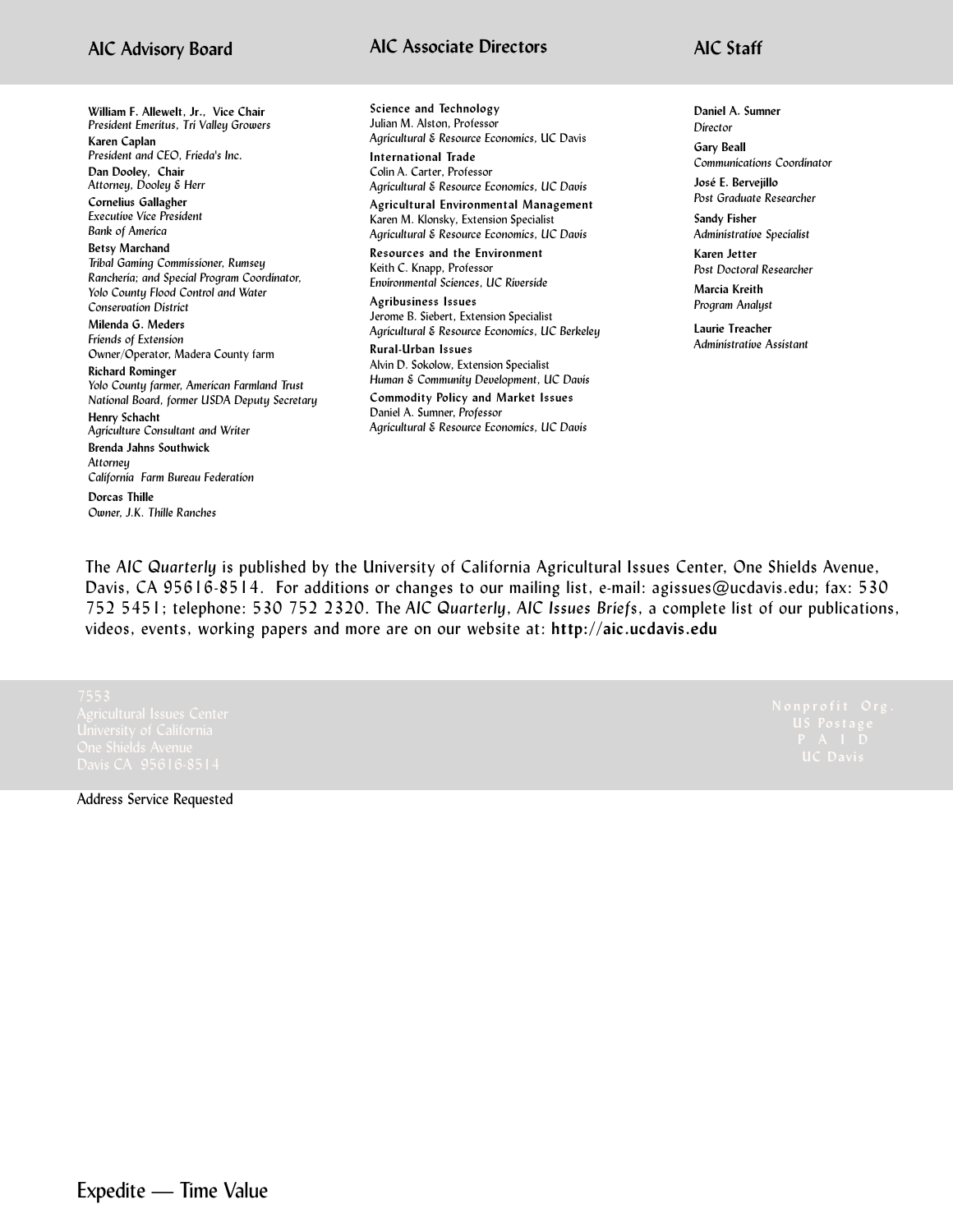## AIC Advisory Board

**William F. Allewelt, Jr., Vice Chair**
*President Emeritus, Tri Valley Growers*

**Karen Caplan**
*President and CEO, Frieda's Inc.*

**Dan Dooley, Chair**
*Attorney, Dooley & Herr*

**Cornelius Gallagher**
*Executive Vice President*
*Bank of America*

**Betsy Marchand**
*Tribal Gaming Commissioner, Rumsey Rancheria; and Special Program Coordinator, Yolo County Flood Control and Water Conservation District*

**Milenda G. Meders**
*Friends of Extension*
Owner/Operator, Madera County farm

**Richard Rominger**
*Yolo County farmer, American Farmland Trust National Board, former USDA Deputy Secretary*

**Henry Schacht**
*Agriculture Consultant and Writer*

**Brenda Jahns Southwick**
*Attorney*
*California Farm Bureau Federation*

**Dorcas Thille**
*Owner, J.K. Thille Ranches*

## AIC Associate Directors

**Science and Technology**
Julian M. Alston, Professor
*Agricultural & Resource Economics, UC Davis*

**International Trade**
Colin A. Carter, Professor
*Agricultural & Resource Economics, UC Davis*

**Agricultural Environmental Management**
Karen M. Klonsky, Extension Specialist
*Agricultural & Resource Economics, UC Davis*

**Resources and the Environment**
Keith C. Knapp, Professor
*Environmental Sciences, UC Riverside*

**Agribusiness Issues**
Jerome B. Siebert, Extension Specialist
*Agricultural & Resource Economics, UC Berkeley*

**Rural-Urban Issues**
Alvin D. Sokolow, Extension Specialist
*Human & Community Development, UC Davis*

**Commodity Policy and Market Issues**
Daniel A. Sumner, *Professor*
*Agricultural & Resource Economics, UC Davis*

## AIC Staff

**Daniel A. Sumner**
*Director*

**Gary Beall**
*Communications Coordinator*

**José E. Bervejillo**
*Post Graduate Researcher*

**Sandy Fisher**
*Administrative Specialist*

**Karen Jetter**
*Post Doctoral Researcher*

**Marcia Kreith**
*Program Analyst*

**Laurie Treacher**
*Administrative Assistant*

The *AIC Quarterly* is published by the University of California Agricultural Issues Center, One Shields Avenue, Davis, CA 95616-8514. For additions or changes to our mailing list, e-mail: agissues@ucdavis.edu; fax: 530 752 5451; telephone: 530 752 2320. The *AIC Quarterly*, *AIC Issues Briefs*, a complete list of our publications, videos, events, working papers and more are on our website at: **http://aic.ucdavis.edu**

7553
Agricultural Issues Center
University of California
One Shields Avenue
Davis CA 95616-8514

Nonprofit Org.
US Postage
PAID
UC Davis

Address Service Requested

Expedite — Time Value